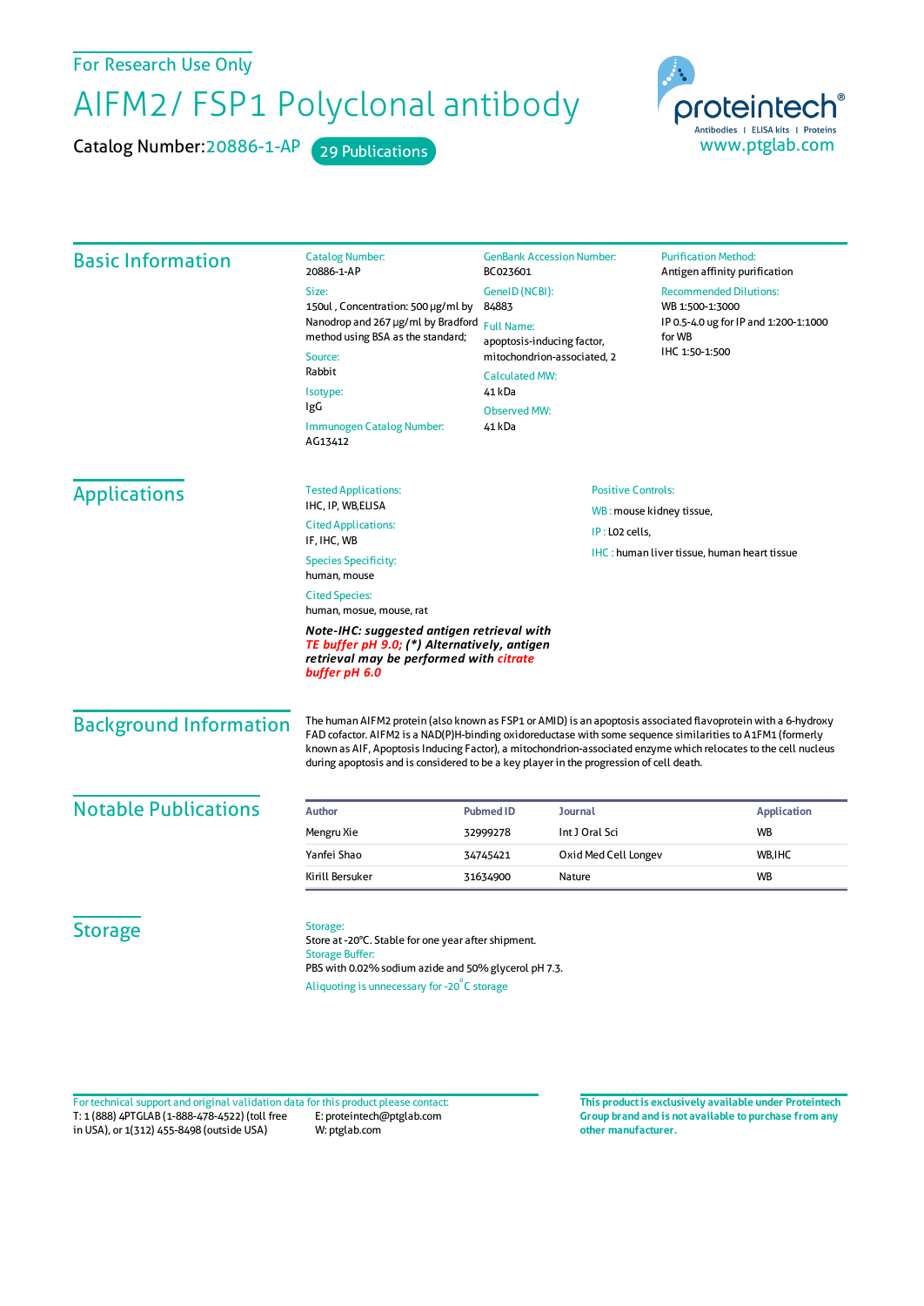For Research Use Only

# AIFM2/ FSP1 Polyclonal antibody

Catalog Number: 20886-1-AP    29 Publications

proteintech®
Antibodies | ELISA kits | Proteins
www.ptglab.com

## Basic Information

Catalog Number:
20886-1-AP

Size:
150ul , Concentration: 500 μg/ml by Nanodrop and 267 μg/ml by Bradford method using BSA as the standard;

Source:
Rabbit

Isotype:
IgG

Immunogen Catalog Number:
AG13412

GenBank Accession Number:
BC023601

GeneID (NCBI):
84883

Full Name:
apoptosis-inducing factor, mitochondrion-associated, 2

Calculated MW:
41 kDa

Observed MW:
41 kDa

Purification Method:
Antigen affinity purification

Recommended Dilutions:
WB 1:500-1:3000
IP 0.5-4.0 ug for IP and 1:200-1:1000 for WB
IHC 1:50-1:500

## Applications

Tested Applications:
IHC, IP, WB,ELISA

Cited Applications:
IF, IHC, WB

Species Specificity:
human, mouse

Cited Species:
human, mosue, mouse, rat

***Note-IHC: suggested antigen retrieval with TE buffer pH 9.0; (\*) Alternatively, antigen retrieval may be performed with citrate buffer pH 6.0***

Positive Controls:

WB : mouse kidney tissue,

IP : L02 cells,

IHC : human liver tissue, human heart tissue

## Background Information

The human AIFM2 protein (also known as FSP1 or AMID) is an apoptosis associated flavoprotein with a 6-hydroxy FAD cofactor. AIFM2 is a NAD(P)H-binding oxidoreductase with some sequence similarities to A1FM1 (formerly known as AIF, Apoptosis Inducing Factor), a mitochondrion-associated enzyme which relocates to the cell nucleus during apoptosis and is considered to be a key player in the progression of cell death.

## Notable Publications

| Author | Pubmed ID | Journal | Application |
|---|---|---|---|
| Mengru Xie | 32999278 | Int J Oral Sci | WB |
| Yanfei Shao | 34745421 | Oxid Med Cell Longev | WB,IHC |
| Kirill Bersuker | 31634900 | Nature | WB |

## Storage

Storage:
Store at -20°C. Stable for one year after shipment.

Storage Buffer:
PBS with 0.02% sodium azide and 50% glycerol pH 7.3.

Aliquoting is unnecessary for -20°C storage

For technical support and original validation data for this product please contact:
T: 1 (888) 4PTGLAB (1-888-478-4522) (toll free in USA), or 1(312) 455-8498 (outside USA)
E: proteintech@ptglab.com
W: ptglab.com

**This product is exclusively available under Proteintech Group brand and is not available to purchase from any other manufacturer.**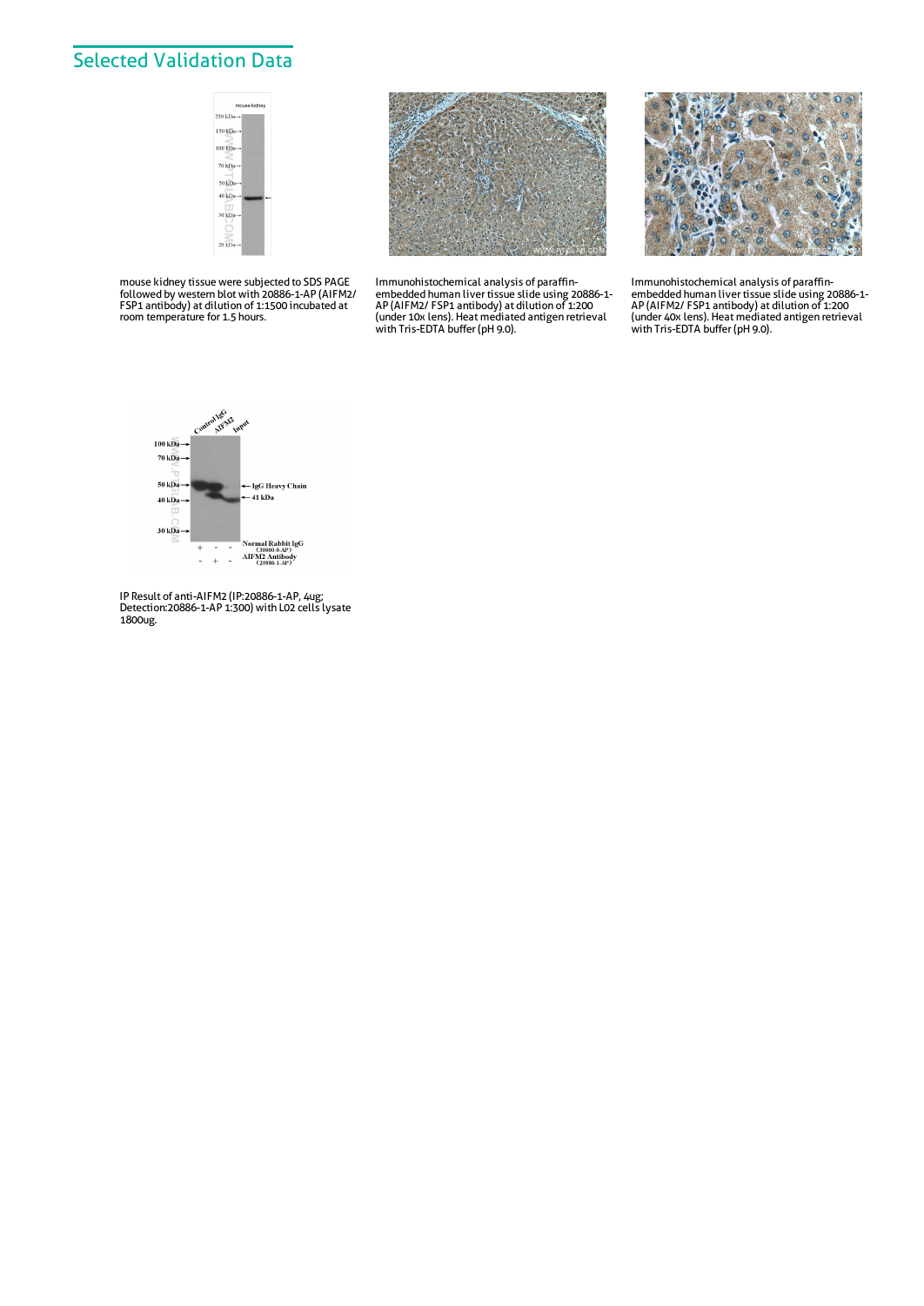## Selected Validation Data

mouse kidney
250 kDa→
150 kDa→
100 kDa→
70 kDa→
50 kDa→
40 kDa→
30 kDa→
20 kDa→

mouse kidney tissue were subjected to SDS PAGE followed by western blot with 20886-1-AP (AIFM2/ FSP1 antibody) at dilution of 1:1500 incubated at room temperature for 1.5 hours.

Immunohistochemical analysis of paraffin-embedded human liver tissue slide using 20886-1-AP (AIFM2/ FSP1 antibody) at dilution of 1:200 (under 10x lens). Heat mediated antigen retrieval with Tris-EDTA buffer (pH 9.0).

Immunohistochemical analysis of paraffin-embedded human liver tissue slide using 20886-1-AP (AIFM2/ FSP1 antibody) at dilution of 1:200 (under 40x lens). Heat mediated antigen retrieval with Tris-EDTA buffer (pH 9.0).

Control IgG
AIFM2
Input
100 kDa→
70 kDa→
50 kDa→
40 kDa→
30 kDa→
← IgG Heavy Chain
← 41 kDa
\+ - - Normal Rabbit IgG (30000-0-AP)
\- + - AIFM2 Antibody (20886-1-AP)

IP Result of anti-AIFM2 (IP:20886-1-AP, 4ug; Detection:20886-1-AP 1:300) with L02 cells lysate 1800ug.